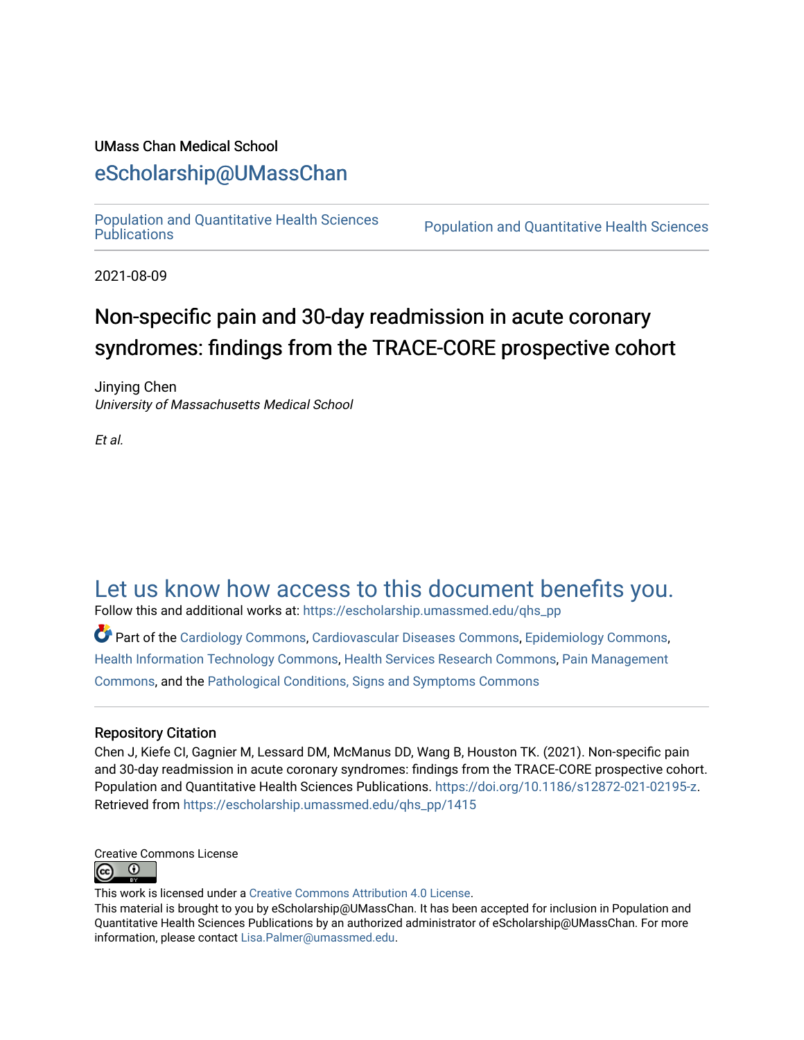UMass Chan Medical School

# eScholarship@UMassChan

Population and Quantitative Health Sciences Publications | Population and Quantitative Health Sciences

2021-08-09

# Non-specific pain and 30-day readmission in acute coronary syndromes: findings from the TRACE-CORE prospective cohort

Jinying Chen
*University of Massachusetts Medical School*

*Et al.*

## Let us know how access to this document benefits you.

Follow this and additional works at: https://escholarship.umassmed.edu/qhs_pp

Part of the Cardiology Commons, Cardiovascular Diseases Commons, Epidemiology Commons, Health Information Technology Commons, Health Services Research Commons, Pain Management Commons, and the Pathological Conditions, Signs and Symptoms Commons

### Repository Citation

Chen J, Kiefe CI, Gagnier M, Lessard DM, McManus DD, Wang B, Houston TK. (2021). Non-specific pain and 30-day readmission in acute coronary syndromes: findings from the TRACE-CORE prospective cohort. Population and Quantitative Health Sciences Publications. https://doi.org/10.1186/s12872-021-02195-z. Retrieved from https://escholarship.umassmed.edu/qhs_pp/1415

Creative Commons License

This work is licensed under a Creative Commons Attribution 4.0 License.
This material is brought to you by eScholarship@UMassChan. It has been accepted for inclusion in Population and Quantitative Health Sciences Publications by an authorized administrator of eScholarship@UMassChan. For more information, please contact Lisa.Palmer@umassmed.edu.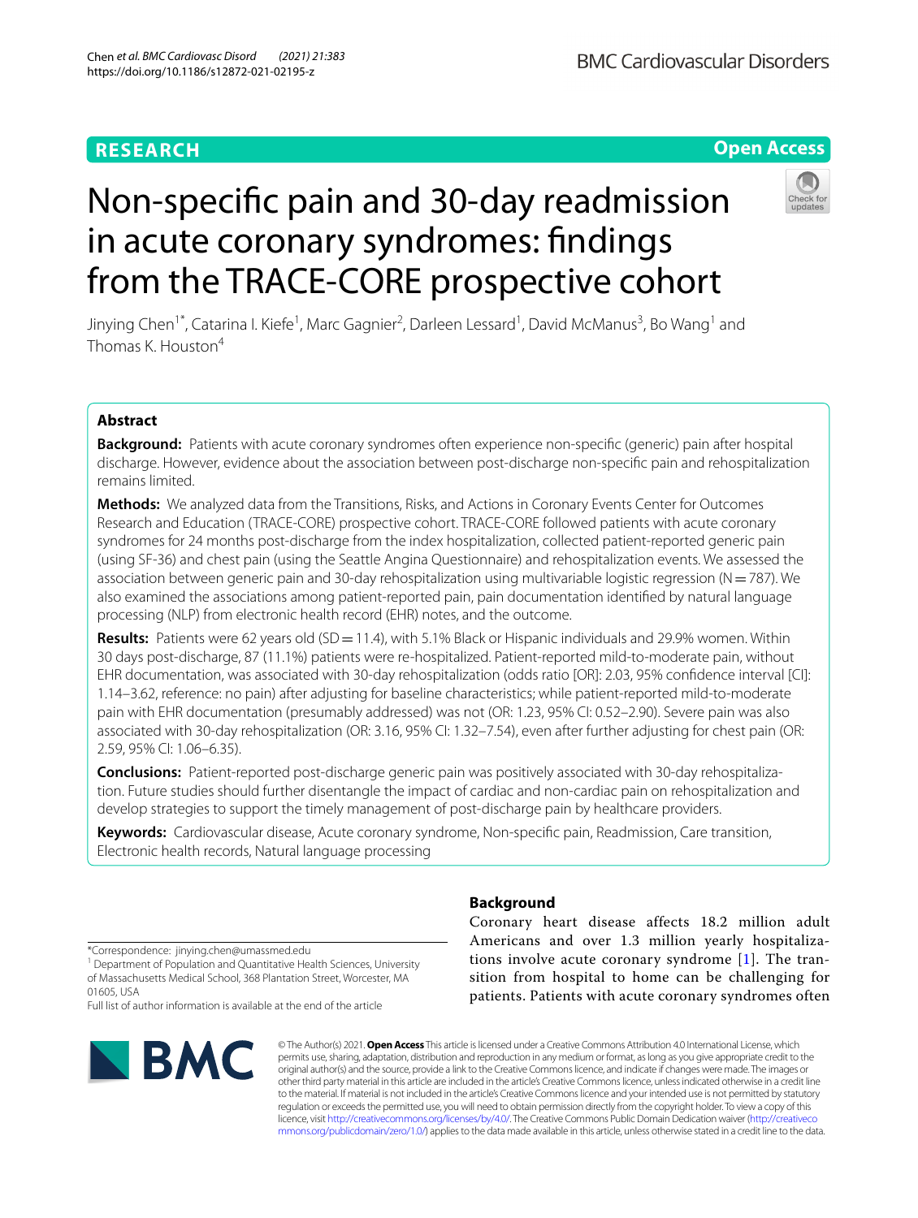# Non-specific pain and 30-day readmission in acute coronary syndromes: findings from the TRACE-CORE prospective cohort

Jinying Chen[1*], Catarina I. Kiefe[1], Marc Gagnier[2], Darleen Lessard[1], David McManus[3], Bo Wang[1] and Thomas K. Houston[4]

## Abstract

**Background:** Patients with acute coronary syndromes often experience non-specific (generic) pain after hospital discharge. However, evidence about the association between post-discharge non-specific pain and rehospitalization remains limited.

**Methods:** We analyzed data from the Transitions, Risks, and Actions in Coronary Events Center for Outcomes Research and Education (TRACE-CORE) prospective cohort. TRACE-CORE followed patients with acute coronary syndromes for 24 months post-discharge from the index hospitalization, collected patient-reported generic pain (using SF-36) and chest pain (using the Seattle Angina Questionnaire) and rehospitalization events. We assessed the association between generic pain and 30-day rehospitalization using multivariable logistic regression (N = 787). We also examined the associations among patient-reported pain, pain documentation identified by natural language processing (NLP) from electronic health record (EHR) notes, and the outcome.

**Results:** Patients were 62 years old (SD = 11.4), with 5.1% Black or Hispanic individuals and 29.9% women. Within 30 days post-discharge, 87 (11.1%) patients were re-hospitalized. Patient-reported mild-to-moderate pain, without EHR documentation, was associated with 30-day rehospitalization (odds ratio [OR]: 2.03, 95% confidence interval [CI]: 1.14–3.62, reference: no pain) after adjusting for baseline characteristics; while patient-reported mild-to-moderate pain with EHR documentation (presumably addressed) was not (OR: 1.23, 95% CI: 0.52–2.90). Severe pain was also associated with 30-day rehospitalization (OR: 3.16, 95% CI: 1.32–7.54), even after further adjusting for chest pain (OR: 2.59, 95% CI: 1.06–6.35).

**Conclusions:** Patient-reported post-discharge generic pain was positively associated with 30-day rehospitalization. Future studies should further disentangle the impact of cardiac and non-cardiac pain on rehospitalization and develop strategies to support the timely management of post-discharge pain by healthcare providers.

**Keywords:** Cardiovascular disease, Acute coronary syndrome, Non-specific pain, Readmission, Care transition, Electronic health records, Natural language processing

## Background

Coronary heart disease affects 18.2 million adult Americans and over 1.3 million yearly hospitalizations involve acute coronary syndrome [1]. The transition from hospital to home can be challenging for patients. Patients with acute coronary syndromes often

*Correspondence: jinying.chen@umassmed.edu
[1] Department of Population and Quantitative Health Sciences, University of Massachusetts Medical School, 368 Plantation Street, Worcester, MA 01605, USA
Full list of author information is available at the end of the article

© The Author(s) 2021. **Open Access** This article is licensed under a Creative Commons Attribution 4.0 International License, which permits use, sharing, adaptation, distribution and reproduction in any medium or format, as long as you give appropriate credit to the original author(s) and the source, provide a link to the Creative Commons licence, and indicate if changes were made. The images or other third party material in this article are included in the article's Creative Commons licence, unless indicated otherwise in a credit line to the material. If material is not included in the article's Creative Commons licence and your intended use is not permitted by statutory regulation or exceeds the permitted use, you will need to obtain permission directly from the copyright holder. To view a copy of this licence, visit http://creativecommons.org/licenses/by/4.0/. The Creative Commons Public Domain Dedication waiver (http://creativecommons.org/publicdomain/zero/1.0/) applies to the data made available in this article, unless otherwise stated in a credit line to the data.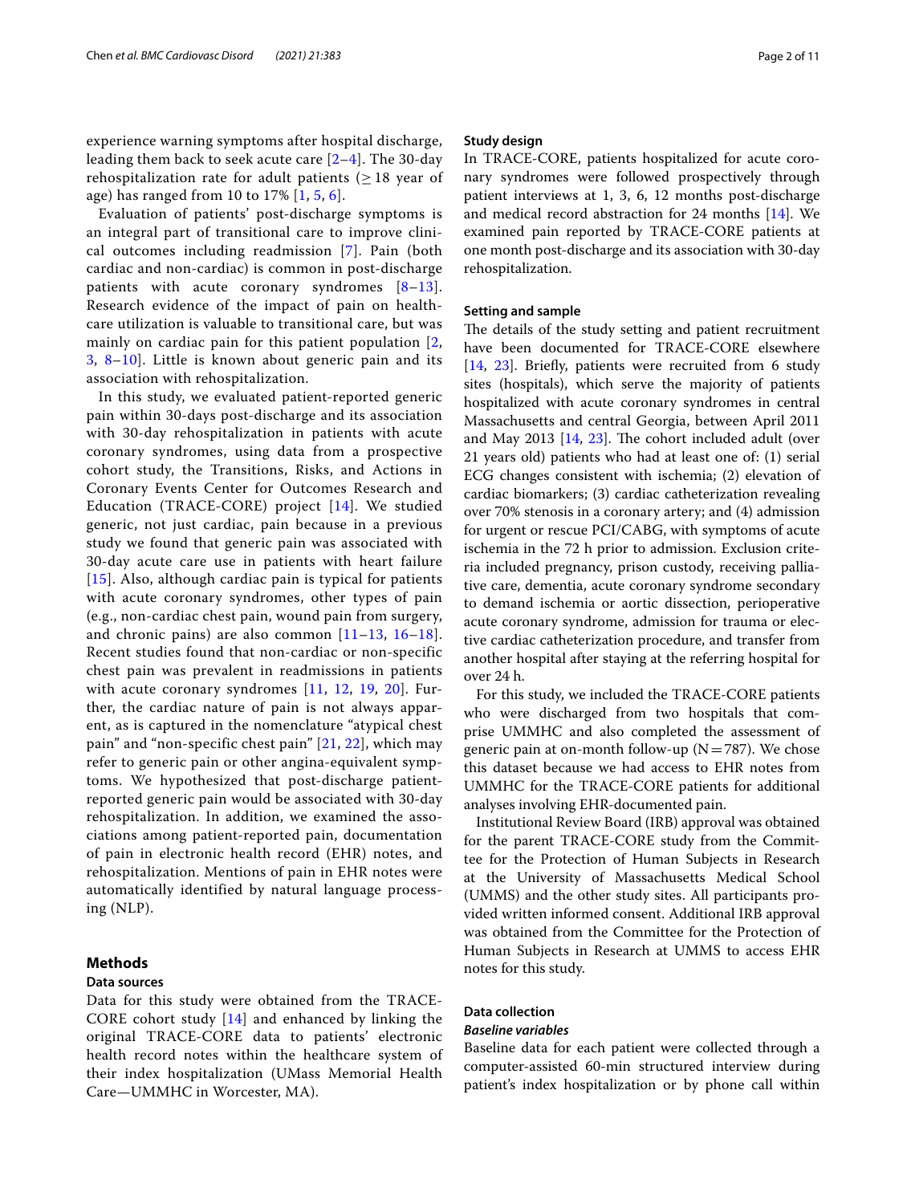experience warning symptoms after hospital discharge, leading them back to seek acute care [2–4]. The 30-day rehospitalization rate for adult patients (≥ 18 year of age) has ranged from 10 to 17% [1, 5, 6].

Evaluation of patients' post-discharge symptoms is an integral part of transitional care to improve clinical outcomes including readmission [7]. Pain (both cardiac and non-cardiac) is common in post-discharge patients with acute coronary syndromes [8–13]. Research evidence of the impact of pain on healthcare utilization is valuable to transitional care, but was mainly on cardiac pain for this patient population [2, 3, 8–10]. Little is known about generic pain and its association with rehospitalization.

In this study, we evaluated patient-reported generic pain within 30-days post-discharge and its association with 30-day rehospitalization in patients with acute coronary syndromes, using data from a prospective cohort study, the Transitions, Risks, and Actions in Coronary Events Center for Outcomes Research and Education (TRACE-CORE) project [14]. We studied generic, not just cardiac, pain because in a previous study we found that generic pain was associated with 30-day acute care use in patients with heart failure [15]. Also, although cardiac pain is typical for patients with acute coronary syndromes, other types of pain (e.g., non-cardiac chest pain, wound pain from surgery, and chronic pains) are also common [11–13, 16–18]. Recent studies found that non-cardiac or non-specific chest pain was prevalent in readmissions in patients with acute coronary syndromes [11, 12, 19, 20]. Further, the cardiac nature of pain is not always apparent, as is captured in the nomenclature "atypical chest pain" and "non-specific chest pain" [21, 22], which may refer to generic pain or other angina-equivalent symptoms. We hypothesized that post-discharge patient-reported generic pain would be associated with 30-day rehospitalization. In addition, we examined the associations among patient-reported pain, documentation of pain in electronic health record (EHR) notes, and rehospitalization. Mentions of pain in EHR notes were automatically identified by natural language processing (NLP).

## Methods

### Data sources

Data for this study were obtained from the TRACE-CORE cohort study [14] and enhanced by linking the original TRACE-CORE data to patients' electronic health record notes within the healthcare system of their index hospitalization (UMass Memorial Health Care—UMMHC in Worcester, MA).

### Study design

In TRACE-CORE, patients hospitalized for acute coronary syndromes were followed prospectively through patient interviews at 1, 3, 6, 12 months post-discharge and medical record abstraction for 24 months [14]. We examined pain reported by TRACE-CORE patients at one month post-discharge and its association with 30-day rehospitalization.

### Setting and sample

The details of the study setting and patient recruitment have been documented for TRACE-CORE elsewhere [14, 23]. Briefly, patients were recruited from 6 study sites (hospitals), which serve the majority of patients hospitalized with acute coronary syndromes in central Massachusetts and central Georgia, between April 2011 and May 2013 [14, 23]. The cohort included adult (over 21 years old) patients who had at least one of: (1) serial ECG changes consistent with ischemia; (2) elevation of cardiac biomarkers; (3) cardiac catheterization revealing over 70% stenosis in a coronary artery; and (4) admission for urgent or rescue PCI/CABG, with symptoms of acute ischemia in the 72 h prior to admission. Exclusion criteria included pregnancy, prison custody, receiving palliative care, dementia, acute coronary syndrome secondary to demand ischemia or aortic dissection, perioperative acute coronary syndrome, admission for trauma or elective cardiac catheterization procedure, and transfer from another hospital after staying at the referring hospital for over 24 h.

For this study, we included the TRACE-CORE patients who were discharged from two hospitals that comprise UMMHC and also completed the assessment of generic pain at on-month follow-up (N = 787). We chose this dataset because we had access to EHR notes from UMMHC for the TRACE-CORE patients for additional analyses involving EHR-documented pain.

Institutional Review Board (IRB) approval was obtained for the parent TRACE-CORE study from the Committee for the Protection of Human Subjects in Research at the University of Massachusetts Medical School (UMMS) and the other study sites. All participants provided written informed consent. Additional IRB approval was obtained from the Committee for the Protection of Human Subjects in Research at UMMS to access EHR notes for this study.

### Data collection

#### *Baseline variables*

Baseline data for each patient were collected through a computer-assisted 60-min structured interview during patient's index hospitalization or by phone call within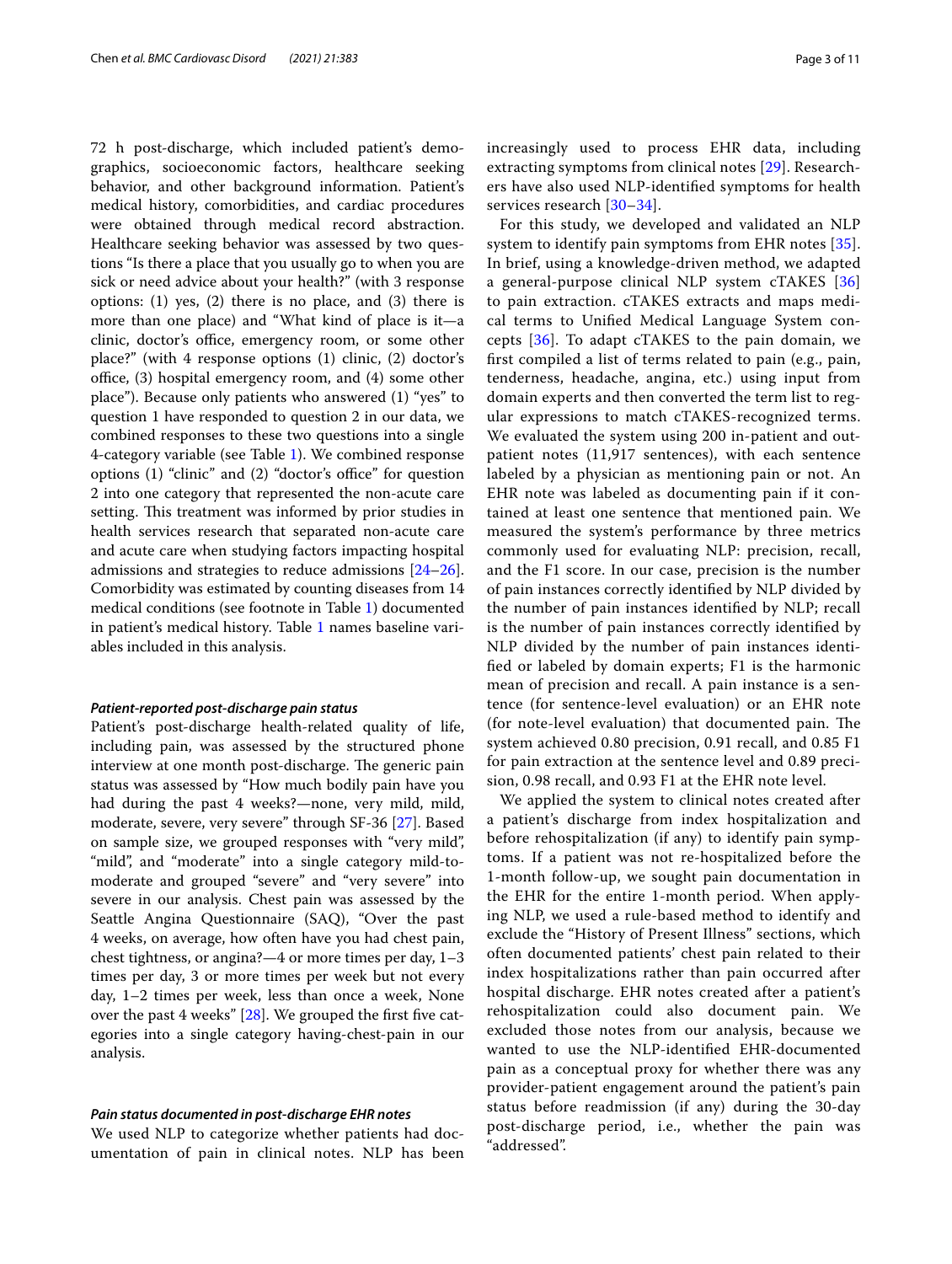72 h post-discharge, which included patient's demographics, socioeconomic factors, healthcare seeking behavior, and other background information. Patient's medical history, comorbidities, and cardiac procedures were obtained through medical record abstraction. Healthcare seeking behavior was assessed by two questions "Is there a place that you usually go to when you are sick or need advice about your health?" (with 3 response options: (1) yes, (2) there is no place, and (3) there is more than one place) and "What kind of place is it—a clinic, doctor's office, emergency room, or some other place?" (with 4 response options (1) clinic, (2) doctor's office, (3) hospital emergency room, and (4) some other place"). Because only patients who answered (1) "yes" to question 1 have responded to question 2 in our data, we combined responses to these two questions into a single 4-category variable (see Table 1). We combined response options (1) "clinic" and (2) "doctor's office" for question 2 into one category that represented the non-acute care setting. This treatment was informed by prior studies in health services research that separated non-acute care and acute care when studying factors impacting hospital admissions and strategies to reduce admissions [24–26]. Comorbidity was estimated by counting diseases from 14 medical conditions (see footnote in Table 1) documented in patient's medical history. Table 1 names baseline variables included in this analysis.

#### *Patient-reported post-discharge pain status*

Patient's post-discharge health-related quality of life, including pain, was assessed by the structured phone interview at one month post-discharge. The generic pain status was assessed by "How much bodily pain have you had during the past 4 weeks?—none, very mild, mild, moderate, severe, very severe" through SF-36 [27]. Based on sample size, we grouped responses with "very mild", "mild", and "moderate" into a single category mild-to-moderate and grouped "severe" and "very severe" into severe in our analysis. Chest pain was assessed by the Seattle Angina Questionnaire (SAQ), "Over the past 4 weeks, on average, how often have you had chest pain, chest tightness, or angina?—4 or more times per day, 1–3 times per day, 3 or more times per week but not every day, 1–2 times per week, less than once a week, None over the past 4 weeks" [28]. We grouped the first five categories into a single category having-chest-pain in our analysis.

#### *Pain status documented in post-discharge EHR notes*

We used NLP to categorize whether patients had documentation of pain in clinical notes. NLP has been increasingly used to process EHR data, including extracting symptoms from clinical notes [29]. Researchers have also used NLP-identified symptoms for health services research [30–34].

For this study, we developed and validated an NLP system to identify pain symptoms from EHR notes [35]. In brief, using a knowledge-driven method, we adapted a general-purpose clinical NLP system cTAKES [36] to pain extraction. cTAKES extracts and maps medical terms to Unified Medical Language System concepts [36]. To adapt cTAKES to the pain domain, we first compiled a list of terms related to pain (e.g., pain, tenderness, headache, angina, etc.) using input from domain experts and then converted the term list to regular expressions to match cTAKES-recognized terms. We evaluated the system using 200 in-patient and outpatient notes (11,917 sentences), with each sentence labeled by a physician as mentioning pain or not. An EHR note was labeled as documenting pain if it contained at least one sentence that mentioned pain. We measured the system's performance by three metrics commonly used for evaluating NLP: precision, recall, and the F1 score. In our case, precision is the number of pain instances correctly identified by NLP divided by the number of pain instances identified by NLP; recall is the number of pain instances correctly identified by NLP divided by the number of pain instances identified or labeled by domain experts; F1 is the harmonic mean of precision and recall. A pain instance is a sentence (for sentence-level evaluation) or an EHR note (for note-level evaluation) that documented pain. The system achieved 0.80 precision, 0.91 recall, and 0.85 F1 for pain extraction at the sentence level and 0.89 precision, 0.98 recall, and 0.93 F1 at the EHR note level.

We applied the system to clinical notes created after a patient's discharge from index hospitalization and before rehospitalization (if any) to identify pain symptoms. If a patient was not re-hospitalized before the 1-month follow-up, we sought pain documentation in the EHR for the entire 1-month period. When applying NLP, we used a rule-based method to identify and exclude the "History of Present Illness" sections, which often documented patients' chest pain related to their index hospitalizations rather than pain occurred after hospital discharge. EHR notes created after a patient's rehospitalization could also document pain. We excluded those notes from our analysis, because we wanted to use the NLP-identified EHR-documented pain as a conceptual proxy for whether there was any provider-patient engagement around the patient's pain status before readmission (if any) during the 30-day post-discharge period, i.e., whether the pain was "addressed".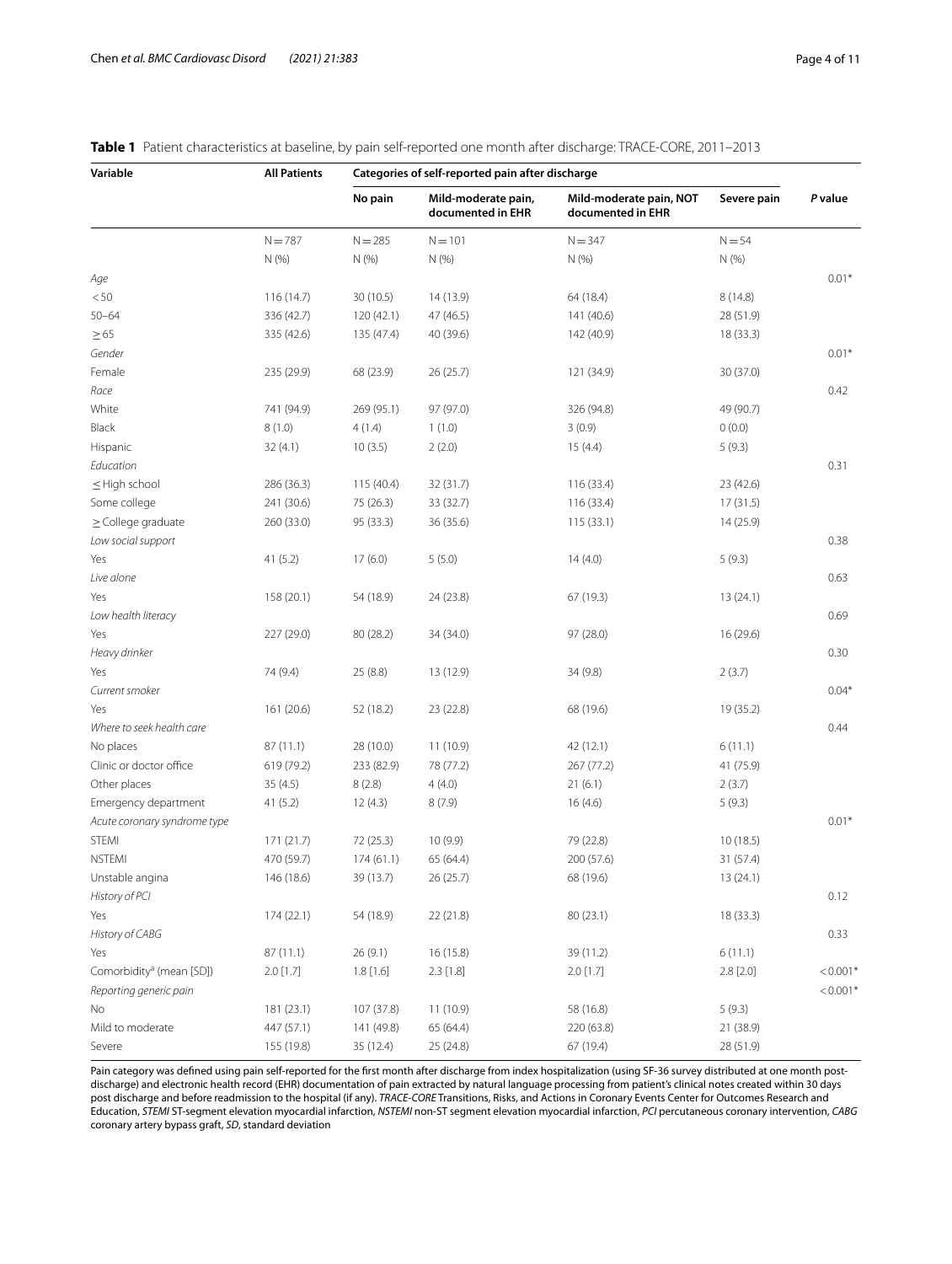**Table 1** Patient characteristics at baseline, by pain self-reported one month after discharge: TRACE-CORE, 2011–2013

| Variable | All Patients | Categories of self-reported pain after discharge | | | | *P* value |
|---|---|---|---|---|---|---|
| | | No pain | Mild-moderate pain, documented in EHR | Mild-moderate pain, NOT documented in EHR | Severe pain | |
| | N = 787 | N = 285 | N = 101 | N = 347 | N = 54 | |
| | N (%) | N (%) | N (%) | N (%) | N (%) | |
| *Age* | | | | | | 0.01* |
| <50 | 116 (14.7) | 30 (10.5) | 14 (13.9) | 64 (18.4) | 8 (14.8) | |
| 50–64 | 336 (42.7) | 120 (42.1) | 47 (46.5) | 141 (40.6) | 28 (51.9) | |
| ≥65 | 335 (42.6) | 135 (47.4) | 40 (39.6) | 142 (40.9) | 18 (33.3) | |
| *Gender* | | | | | | 0.01* |
| Female | 235 (29.9) | 68 (23.9) | 26 (25.7) | 121 (34.9) | 30 (37.0) | |
| *Race* | | | | | | 0.42 |
| White | 741 (94.9) | 269 (95.1) | 97 (97.0) | 326 (94.8) | 49 (90.7) | |
| Black | 8 (1.0) | 4 (1.4) | 1 (1.0) | 3 (0.9) | 0 (0.0) | |
| Hispanic | 32 (4.1) | 10 (3.5) | 2 (2.0) | 15 (4.4) | 5 (9.3) | |
| *Education* | | | | | | 0.31 |
| ≤High school | 286 (36.3) | 115 (40.4) | 32 (31.7) | 116 (33.4) | 23 (42.6) | |
| Some college | 241 (30.6) | 75 (26.3) | 33 (32.7) | 116 (33.4) | 17 (31.5) | |
| ≥College graduate | 260 (33.0) | 95 (33.3) | 36 (35.6) | 115 (33.1) | 14 (25.9) | |
| *Low social support* | | | | | | 0.38 |
| Yes | 41 (5.2) | 17 (6.0) | 5 (5.0) | 14 (4.0) | 5 (9.3) | |
| *Live alone* | | | | | | 0.63 |
| Yes | 158 (20.1) | 54 (18.9) | 24 (23.8) | 67 (19.3) | 13 (24.1) | |
| *Low health literacy* | | | | | | 0.69 |
| Yes | 227 (29.0) | 80 (28.2) | 34 (34.0) | 97 (28.0) | 16 (29.6) | |
| *Heavy drinker* | | | | | | 0.30 |
| Yes | 74 (9.4) | 25 (8.8) | 13 (12.9) | 34 (9.8) | 2 (3.7) | |
| *Current smoker* | | | | | | 0.04* |
| Yes | 161 (20.6) | 52 (18.2) | 23 (22.8) | 68 (19.6) | 19 (35.2) | |
| *Where to seek health care* | | | | | | 0.44 |
| No places | 87 (11.1) | 28 (10.0) | 11 (10.9) | 42 (12.1) | 6 (11.1) | |
| Clinic or doctor office | 619 (79.2) | 233 (82.9) | 78 (77.2) | 267 (77.2) | 41 (75.9) | |
| Other places | 35 (4.5) | 8 (2.8) | 4 (4.0) | 21 (6.1) | 2 (3.7) | |
| Emergency department | 41 (5.2) | 12 (4.3) | 8 (7.9) | 16 (4.6) | 5 (9.3) | |
| *Acute coronary syndrome type* | | | | | | 0.01* |
| STEMI | 171 (21.7) | 72 (25.3) | 10 (9.9) | 79 (22.8) | 10 (18.5) | |
| NSTEMI | 470 (59.7) | 174 (61.1) | 65 (64.4) | 200 (57.6) | 31 (57.4) | |
| Unstable angina | 146 (18.6) | 39 (13.7) | 26 (25.7) | 68 (19.6) | 13 (24.1) | |
| *History of PCI* | | | | | | 0.12 |
| Yes | 174 (22.1) | 54 (18.9) | 22 (21.8) | 80 (23.1) | 18 (33.3) | |
| *History of CABG* | | | | | | 0.33 |
| Yes | 87 (11.1) | 26 (9.1) | 16 (15.8) | 39 (11.2) | 6 (11.1) | |
| Comorbidity[a] (mean [SD]) | 2.0 [1.7] | 1.8 [1.6] | 2.3 [1.8] | 2.0 [1.7] | 2.8 [2.0] | <0.001* |
| *Reporting generic pain* | | | | | | <0.001* |
| No | 181 (23.1) | 107 (37.8) | 11 (10.9) | 58 (16.8) | 5 (9.3) | |
| Mild to moderate | 447 (57.1) | 141 (49.8) | 65 (64.4) | 220 (63.8) | 21 (38.9) | |
| Severe | 155 (19.8) | 35 (12.4) | 25 (24.8) | 67 (19.4) | 28 (51.9) | |

Pain category was defined using pain self-reported for the first month after discharge from index hospitalization (using SF-36 survey distributed at one month post-discharge) and electronic health record (EHR) documentation of pain extracted by natural language processing from patient's clinical notes created within 30 days post discharge and before readmission to the hospital (if any). *TRACE-CORE* Transitions, Risks, and Actions in Coronary Events Center for Outcomes Research and Education, *STEMI* ST-segment elevation myocardial infarction, *NSTEMI* non-ST segment elevation myocardial infarction, *PCI* percutaneous coronary intervention, *CABG* coronary artery bypass graft, *SD*, standard deviation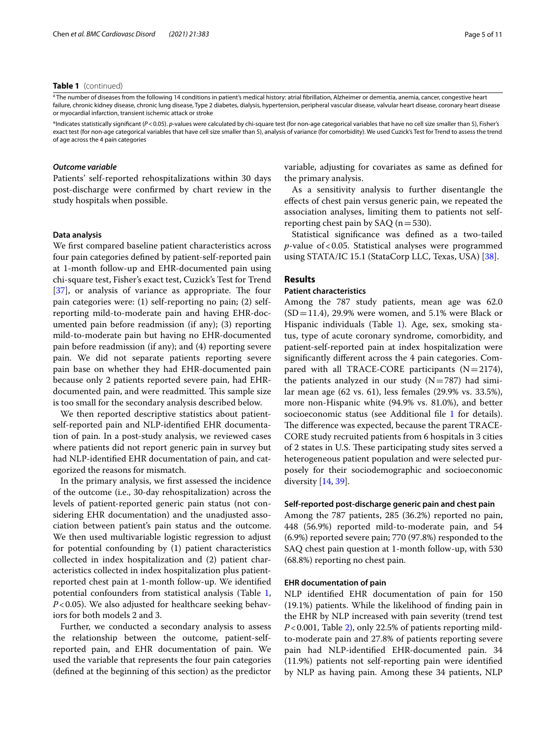**Table 1** (continued)

[a] The number of diseases from the following 14 conditions in patient's medical history: atrial fibrillation, Alzheimer or dementia, anemia, cancer, congestive heart failure, chronic kidney disease, chronic lung disease, Type 2 diabetes, dialysis, hypertension, peripheral vascular disease, valvular heart disease, coronary heart disease or myocardial infarction, transient ischemic attack or stroke

*Indicates statistically significant ($P<0.05$). *p*-values were calculated by chi-square test (for non-age categorical variables that have no cell size smaller than 5), Fisher's exact test (for non-age categorical variables that have cell size smaller than 5), analysis of variance (for comorbidity). We used Cuzick's Test for Trend to assess the trend of age across the 4 pain categories

#### *Outcome variable*

Patients' self-reported rehospitalizations within 30 days post-discharge were confirmed by chart review in the study hospitals when possible.

### Data analysis

We first compared baseline patient characteristics across four pain categories defined by patient-self-reported pain at 1-month follow-up and EHR-documented pain using chi-square test, Fisher's exact test, Cuzick's Test for Trend [37], or analysis of variance as appropriate. The four pain categories were: (1) self-reporting no pain; (2) self-reporting mild-to-moderate pain and having EHR-documented pain before readmission (if any); (3) reporting mild-to-moderate pain but having no EHR-documented pain before readmission (if any); and (4) reporting severe pain. We did not separate patients reporting severe pain base on whether they had EHR-documented pain because only 2 patients reported severe pain, had EHR-documented pain, and were readmitted. This sample size is too small for the secondary analysis described below.

We then reported descriptive statistics about patient-self-reported pain and NLP-identified EHR documentation of pain. In a post-study analysis, we reviewed cases where patients did not report generic pain in survey but had NLP-identified EHR documentation of pain, and categorized the reasons for mismatch.

In the primary analysis, we first assessed the incidence of the outcome (i.e., 30-day rehospitalization) across the levels of patient-reported generic pain status (not considering EHR documentation) and the unadjusted association between patient's pain status and the outcome. We then used multivariable logistic regression to adjust for potential confounding by (1) patient characteristics collected in index hospitalization and (2) patient characteristics collected in index hospitalization plus patient-reported chest pain at 1-month follow-up. We identified potential confounders from statistical analysis (Table 1, $P<0.05$). We also adjusted for healthcare seeking behaviors for both models 2 and 3.

Further, we conducted a secondary analysis to assess the relationship between the outcome, patient-self-reported pain, and EHR documentation of pain. We used the variable that represents the four pain categories (defined at the beginning of this section) as the predictor variable, adjusting for covariates as same as defined for the primary analysis.

As a sensitivity analysis to further disentangle the effects of chest pain versus generic pain, we repeated the association analyses, limiting them to patients not self-reporting chest pain by SAQ ($n=530$).

Statistical significance was defined as a two-tailed *p*-value of $<0.05$. Statistical analyses were programmed using STATA/IC 15.1 (StataCorp LLC, Texas, USA) [38].

## Results

### Patient characteristics

Among the 787 study patients, mean age was 62.0 (SD = 11.4), 29.9% were women, and 5.1% were Black or Hispanic individuals (Table 1). Age, sex, smoking status, type of acute coronary syndrome, comorbidity, and patient-self-reported pain at index hospitalization were significantly different across the 4 pain categories. Compared with all TRACE-CORE participants (N = 2174), the patients analyzed in our study (N = 787) had similar mean age (62 vs. 61), less females (29.9% vs. 33.5%), more non-Hispanic white (94.9% vs. 81.0%), and better socioeconomic status (see Additional file 1 for details). The difference was expected, because the parent TRACE-CORE study recruited patients from 6 hospitals in 3 cities of 2 states in U.S. These participating study sites served a heterogeneous patient population and were selected purposely for their sociodemographic and socioeconomic diversity [14, 39].

### Self-reported post-discharge generic pain and chest pain

Among the 787 patients, 285 (36.2%) reported no pain, 448 (56.9%) reported mild-to-moderate pain, and 54 (6.9%) reported severe pain; 770 (97.8%) responded to the SAQ chest pain question at 1-month follow-up, with 530 (68.8%) reporting no chest pain.

### EHR documentation of pain

NLP identified EHR documentation of pain for 150 (19.1%) patients. While the likelihood of finding pain in the EHR by NLP increased with pain severity (trend test $P<0.001$, Table 2), only 22.5% of patients reporting mild-to-moderate pain and 27.8% of patients reporting severe pain had NLP-identified EHR-documented pain. 34 (11.9%) patients not self-reporting pain were identified by NLP as having pain. Among these 34 patients, NLP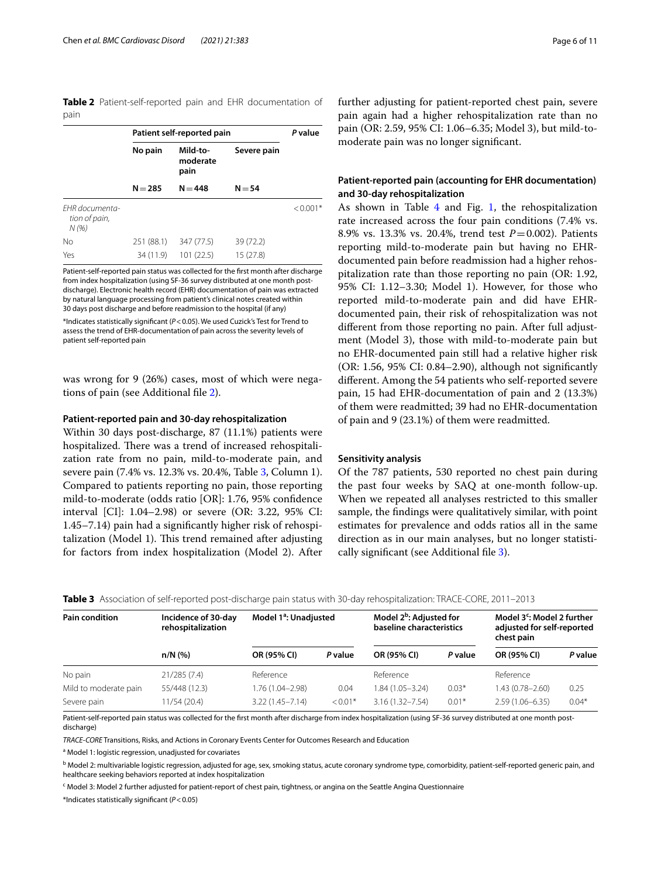**Table 2** Patient-self-reported pain and EHR documentation of pain

| | Patient self-reported pain | | | *P* value |
|---|---|---|---|---|
| | No pain | Mild-to-moderate pain | Severe pain | |
| | N = 285 | N = 448 | N = 54 | |
| *EHR documentation of pain, N (%)* | | | | < 0.001* |
| No | 251 (88.1) | 347 (77.5) | 39 (72.2) | |
| Yes | 34 (11.9) | 101 (22.5) | 15 (27.8) | |

Patient-self-reported pain status was collected for the first month after discharge from index hospitalization (using SF-36 survey distributed at one month post-discharge). Electronic health record (EHR) documentation of pain was extracted by natural language processing from patient's clinical notes created within 30 days post discharge and before readmission to the hospital (if any)

*Indicates statistically significant (*P* < 0.05). We used Cuzick's Test for Trend to assess the trend of EHR-documentation of pain across the severity levels of patient self-reported pain

was wrong for 9 (26%) cases, most of which were negations of pain (see Additional file 2).

#### Patient-reported pain and 30-day rehospitalization

Within 30 days post-discharge, 87 (11.1%) patients were hospitalized. There was a trend of increased rehospitalization rate from no pain, mild-to-moderate pain, and severe pain (7.4% vs. 12.3% vs. 20.4%, Table 3, Column 1). Compared to patients reporting no pain, those reporting mild-to-moderate (odds ratio [OR]: 1.76, 95% confidence interval [CI]: 1.04–2.98) or severe (OR: 3.22, 95% CI: 1.45–7.14) pain had a significantly higher risk of rehospitalization (Model 1). This trend remained after adjusting for factors from index hospitalization (Model 2). After further adjusting for patient-reported chest pain, severe pain again had a higher rehospitalization rate than no pain (OR: 2.59, 95% CI: 1.06–6.35; Model 3), but mild-to-moderate pain was no longer significant.

#### Patient-reported pain (accounting for EHR documentation) and 30-day rehospitalization

As shown in Table 4 and Fig. 1, the rehospitalization rate increased across the four pain conditions (7.4% vs. 8.9% vs. 13.3% vs. 20.4%, trend test *P* = 0.002). Patients reporting mild-to-moderate pain but having no EHR-documented pain before readmission had a higher rehospitalization rate than those reporting no pain (OR: 1.92, 95% CI: 1.12–3.30; Model 1). However, for those who reported mild-to-moderate pain and did have EHR-documented pain, their risk of rehospitalization was not different from those reporting no pain. After full adjustment (Model 3), those with mild-to-moderate pain but no EHR-documented pain still had a relative higher risk (OR: 1.56, 95% CI: 0.84–2.90), although not significantly different. Among the 54 patients who self-reported severe pain, 15 had EHR-documentation of pain and 2 (13.3%) of them were readmitted; 39 had no EHR-documentation of pain and 9 (23.1%) of them were readmitted.

#### Sensitivity analysis

Of the 787 patients, 530 reported no chest pain during the past four weeks by SAQ at one-month follow-up. When we repeated all analyses restricted to this smaller sample, the findings were qualitatively similar, with point estimates for prevalence and odds ratios all in the same direction as in our main analyses, but no longer statistically significant (see Additional file 3).

**Table 3** Association of self-reported post-discharge pain status with 30-day rehospitalization: TRACE-CORE, 2011–2013

| Pain condition | Incidence of 30-day rehospitalization | Model 1[a]: Unadjusted | | Model 2[b]: Adjusted for baseline characteristics | | Model 3[c]: Model 2 further adjusted for self-reported chest pain | |
|---|---|---|---|---|---|---|---|
| | n/N (%) | OR (95% CI) | *P* value | OR (95% CI) | *P* value | OR (95% CI) | *P* value |
| No pain | 21/285 (7.4) | Reference | | Reference | | Reference | |
| Mild to moderate pain | 55/448 (12.3) | 1.76 (1.04–2.98) | 0.04 | 1.84 (1.05–3.24) | 0.03* | 1.43 (0.78–2.60) | 0.25 |
| Severe pain | 11/54 (20.4) | 3.22 (1.45–7.14) | < 0.01* | 3.16 (1.32–7.54) | 0.01* | 2.59 (1.06–6.35) | 0.04* |

Patient-self-reported pain status was collected for the first month after discharge from index hospitalization (using SF-36 survey distributed at one month post-discharge)

*TRACE-CORE* Transitions, Risks, and Actions in Coronary Events Center for Outcomes Research and Education

[a] Model 1: logistic regression, unadjusted for covariates

[b] Model 2: multivariable logistic regression, adjusted for age, sex, smoking status, acute coronary syndrome type, comorbidity, patient-self-reported generic pain, and healthcare seeking behaviors reported at index hospitalization

[c] Model 3: Model 2 further adjusted for patient-report of chest pain, tightness, or angina on the Seattle Angina Questionnaire

*Indicates statistically significant (*P* < 0.05)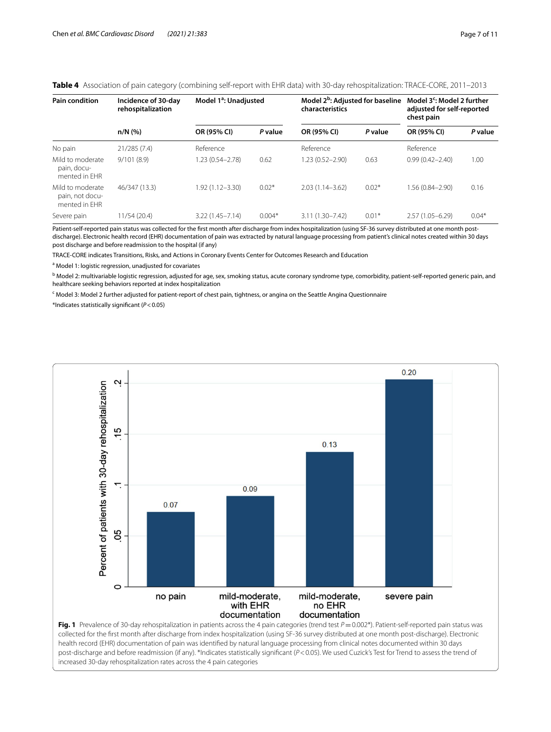**Table 4** Association of pain category (combining self-report with EHR data) with 30-day rehospitalization: TRACE-CORE, 2011–2013

| Pain condition | Incidence of 30-day rehospitalization | Model 1[a]: Unadjusted | | Model 2[b]: Adjusted for baseline characteristics | | Model 3[c]: Model 2 further adjusted for self-reported chest pain | |
|---|---|---|---|---|---|---|---|
| | n/N (%) | OR (95% CI) | *P* value | OR (95% CI) | *P* value | OR (95% CI) | *P* value |
| No pain | 21/285 (7.4) | Reference | | Reference | | Reference | |
| Mild to moderate pain, documented in EHR | 9/101 (8.9) | 1.23 (0.54–2.78) | 0.62 | 1.23 (0.52–2.90) | 0.63 | 0.99 (0.42–2.40) | 1.00 |
| Mild to moderate pain, not documented in EHR | 46/347 (13.3) | 1.92 (1.12–3.30) | 0.02* | 2.03 (1.14–3.62) | 0.02* | 1.56 (0.84–2.90) | 0.16 |
| Severe pain | 11/54 (20.4) | 3.22 (1.45–7.14) | 0.004* | 3.11 (1.30–7.42) | 0.01* | 2.57 (1.05–6.29) | 0.04* |

Patient-self-reported pain status was collected for the first month after discharge from index hospitalization (using SF-36 survey distributed at one month post-discharge). Electronic health record (EHR) documentation of pain was extracted by natural language processing from patient's clinical notes created within 30 days post discharge and before readmission to the hospital (if any)

TRACE-CORE indicates Transitions, Risks, and Actions in Coronary Events Center for Outcomes Research and Education

[a] Model 1: logistic regression, unadjusted for covariates

[b] Model 2: multivariable logistic regression, adjusted for age, sex, smoking status, acute coronary syndrome type, comorbidity, patient-self-reported generic pain, and healthcare seeking behaviors reported at index hospitalization

[c] Model 3: Model 2 further adjusted for patient-report of chest pain, tightness, or angina on the Seattle Angina Questionnaire

*Indicates statistically significant ($P < 0.05$)

**Fig. 1** Prevalence of 30-day rehospitalization in patients across the 4 pain categories (trend test $P = 0.002$*). Patient-self-reported pain status was collected for the first month after discharge from index hospitalization (using SF-36 survey distributed at one month post-discharge). Electronic health record (EHR) documentation of pain was identified by natural language processing from clinical notes documented within 30 days post-discharge and before readmission (if any). *Indicates statistically significant ($P < 0.05$). We used Cuzick's Test for Trend to assess the trend of increased 30-day rehospitalization rates across the 4 pain categories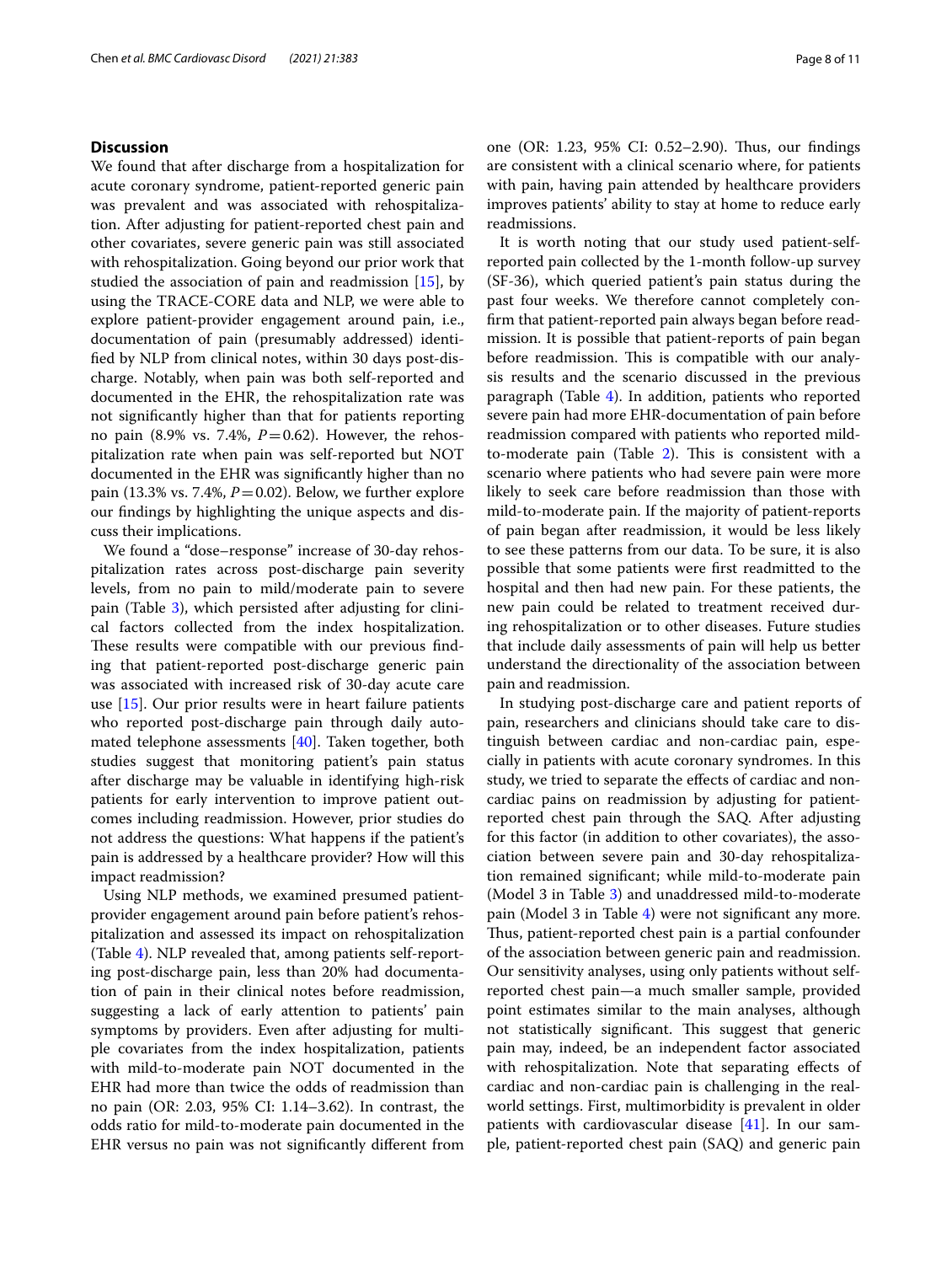## Discussion

We found that after discharge from a hospitalization for acute coronary syndrome, patient-reported generic pain was prevalent and was associated with rehospitalization. After adjusting for patient-reported chest pain and other covariates, severe generic pain was still associated with rehospitalization. Going beyond our prior work that studied the association of pain and readmission [15], by using the TRACE-CORE data and NLP, we were able to explore patient-provider engagement around pain, i.e., documentation of pain (presumably addressed) identified by NLP from clinical notes, within 30 days post-discharge. Notably, when pain was both self-reported and documented in the EHR, the rehospitalization rate was not significantly higher than that for patients reporting no pain (8.9% vs. 7.4%, $P=0.62$). However, the rehospitalization rate when pain was self-reported but NOT documented in the EHR was significantly higher than no pain (13.3% vs. 7.4%, $P=0.02$). Below, we further explore our findings by highlighting the unique aspects and discuss their implications.

We found a "dose–response" increase of 30-day rehospitalization rates across post-discharge pain severity levels, from no pain to mild/moderate pain to severe pain (Table 3), which persisted after adjusting for clinical factors collected from the index hospitalization. These results were compatible with our previous finding that patient-reported post-discharge generic pain was associated with increased risk of 30-day acute care use [15]. Our prior results were in heart failure patients who reported post-discharge pain through daily automated telephone assessments [40]. Taken together, both studies suggest that monitoring patient's pain status after discharge may be valuable in identifying high-risk patients for early intervention to improve patient outcomes including readmission. However, prior studies do not address the questions: What happens if the patient's pain is addressed by a healthcare provider? How will this impact readmission?

Using NLP methods, we examined presumed patient-provider engagement around pain before patient's rehospitalization and assessed its impact on rehospitalization (Table 4). NLP revealed that, among patients self-reporting post-discharge pain, less than 20% had documentation of pain in their clinical notes before readmission, suggesting a lack of early attention to patients' pain symptoms by providers. Even after adjusting for multiple covariates from the index hospitalization, patients with mild-to-moderate pain NOT documented in the EHR had more than twice the odds of readmission than no pain (OR: 2.03, 95% CI: 1.14–3.62). In contrast, the odds ratio for mild-to-moderate pain documented in the EHR versus no pain was not significantly different from one (OR: 1.23, 95% CI: 0.52–2.90). Thus, our findings are consistent with a clinical scenario where, for patients with pain, having pain attended by healthcare providers improves patients' ability to stay at home to reduce early readmissions.

It is worth noting that our study used patient-self-reported pain collected by the 1-month follow-up survey (SF-36), which queried patient's pain status during the past four weeks. We therefore cannot completely confirm that patient-reported pain always began before readmission. It is possible that patient-reports of pain began before readmission. This is compatible with our analysis results and the scenario discussed in the previous paragraph (Table 4). In addition, patients who reported severe pain had more EHR-documentation of pain before readmission compared with patients who reported mild-to-moderate pain (Table 2). This is consistent with a scenario where patients who had severe pain were more likely to seek care before readmission than those with mild-to-moderate pain. If the majority of patient-reports of pain began after readmission, it would be less likely to see these patterns from our data. To be sure, it is also possible that some patients were first readmitted to the hospital and then had new pain. For these patients, the new pain could be related to treatment received during rehospitalization or to other diseases. Future studies that include daily assessments of pain will help us better understand the directionality of the association between pain and readmission.

In studying post-discharge care and patient reports of pain, researchers and clinicians should take care to distinguish between cardiac and non-cardiac pain, especially in patients with acute coronary syndromes. In this study, we tried to separate the effects of cardiac and non-cardiac pains on readmission by adjusting for patient-reported chest pain through the SAQ. After adjusting for this factor (in addition to other covariates), the association between severe pain and 30-day rehospitalization remained significant; while mild-to-moderate pain (Model 3 in Table 3) and unaddressed mild-to-moderate pain (Model 3 in Table 4) were not significant any more. Thus, patient-reported chest pain is a partial confounder of the association between generic pain and readmission. Our sensitivity analyses, using only patients without self-reported chest pain—a much smaller sample, provided point estimates similar to the main analyses, although not statistically significant. This suggest that generic pain may, indeed, be an independent factor associated with rehospitalization. Note that separating effects of cardiac and non-cardiac pain is challenging in the real-world settings. First, multimorbidity is prevalent in older patients with cardiovascular disease [41]. In our sample, patient-reported chest pain (SAQ) and generic pain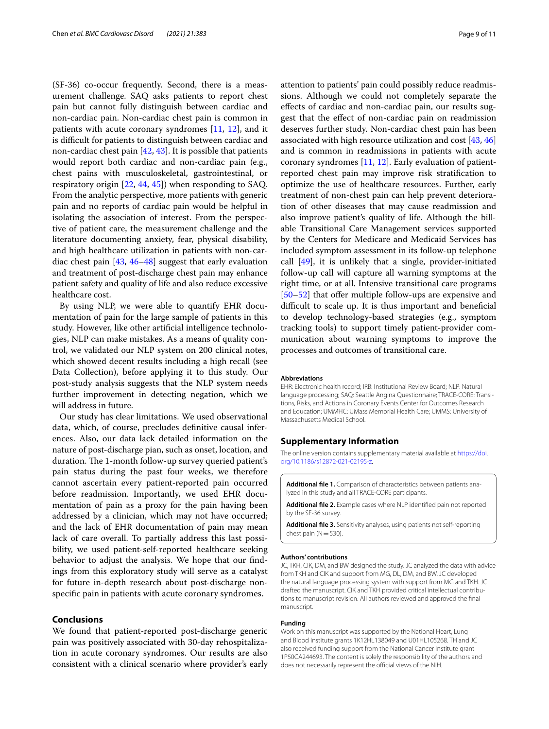(SF-36) co-occur frequently. Second, there is a measurement challenge. SAQ asks patients to report chest pain but cannot fully distinguish between cardiac and non-cardiac pain. Non-cardiac chest pain is common in patients with acute coronary syndromes [11, 12], and it is difficult for patients to distinguish between cardiac and non-cardiac chest pain [42, 43]. It is possible that patients would report both cardiac and non-cardiac pain (e.g., chest pains with musculoskeletal, gastrointestinal, or respiratory origin [22, 44, 45]) when responding to SAQ. From the analytic perspective, more patients with generic pain and no reports of cardiac pain would be helpful in isolating the association of interest. From the perspective of patient care, the measurement challenge and the literature documenting anxiety, fear, physical disability, and high healthcare utilization in patients with non-cardiac chest pain [43, 46–48] suggest that early evaluation and treatment of post-discharge chest pain may enhance patient safety and quality of life and also reduce excessive healthcare cost.

By using NLP, we were able to quantify EHR documentation of pain for the large sample of patients in this study. However, like other artificial intelligence technologies, NLP can make mistakes. As a means of quality control, we validated our NLP system on 200 clinical notes, which showed decent results including a high recall (see Data Collection), before applying it to this study. Our post-study analysis suggests that the NLP system needs further improvement in detecting negation, which we will address in future.

Our study has clear limitations. We used observational data, which, of course, precludes definitive causal inferences. Also, our data lack detailed information on the nature of post-discharge pian, such as onset, location, and duration. The 1-month follow-up survey queried patient's pain status during the past four weeks, we therefore cannot ascertain every patient-reported pain occurred before readmission. Importantly, we used EHR documentation of pain as a proxy for the pain having been addressed by a clinician, which may not have occurred; and the lack of EHR documentation of pain may mean lack of care overall. To partially address this last possibility, we used patient-self-reported healthcare seeking behavior to adjust the analysis. We hope that our findings from this exploratory study will serve as a catalyst for future in-depth research about post-discharge nonspecific pain in patients with acute coronary syndromes.

## Conclusions

We found that patient-reported post-discharge generic pain was positively associated with 30-day rehospitalization in acute coronary syndromes. Our results are also consistent with a clinical scenario where provider's early attention to patients' pain could possibly reduce readmissions. Although we could not completely separate the effects of cardiac and non-cardiac pain, our results suggest that the effect of non-cardiac pain on readmission deserves further study. Non-cardiac chest pain has been associated with high resource utilization and cost [43, 46] and is common in readmissions in patients with acute coronary syndromes [11, 12]. Early evaluation of patient-reported chest pain may improve risk stratification to optimize the use of healthcare resources. Further, early treatment of non-chest pain can help prevent deterioration of other diseases that may cause readmission and also improve patient's quality of life. Although the billable Transitional Care Management services supported by the Centers for Medicare and Medicaid Services has included symptom assessment in its follow-up telephone call [49], it is unlikely that a single, provider-initiated follow-up call will capture all warning symptoms at the right time, or at all. Intensive transitional care programs [50–52] that offer multiple follow-ups are expensive and difficult to scale up. It is thus important and beneficial to develop technology-based strategies (e.g., symptom tracking tools) to support timely patient-provider communication about warning symptoms to improve the processes and outcomes of transitional care.

#### Abbreviations

EHR: Electronic health record; IRB: Institutional Review Board; NLP: Natural language processing; SAQ: Seattle Angina Questionnaire; TRACE-CORE: Transitions, Risks, and Actions in Coronary Events Center for Outcomes Research and Education; UMMHC: UMass Memorial Health Care; UMMS: University of Massachusetts Medical School.

## Supplementary Information

The online version contains supplementary material available at https://doi.org/10.1186/s12872-021-02195-z.

**Additional file 1.** Comparison of characteristics between patients analyzed in this study and all TRACE-CORE participants.

**Additional file 2.** Example cases where NLP identified pain not reported by the SF-36 survey.

**Additional file 3.** Sensitivity analyses, using patients not self-reporting chest pain (N = 530).

#### Authors' contributions

JC, TKH, CIK, DM, and BW designed the study. JC analyzed the data with advice from TKH and CIK and support from MG, DL, DM, and BW. JC developed the natural language processing system with support from MG and TKH. JC drafted the manuscript. CIK and TKH provided critical intellectual contributions to manuscript revision. All authors reviewed and approved the final manuscript.

#### Funding

Work on this manuscript was supported by the National Heart, Lung and Blood Institute grants 1K12HL138049 and U01HL105268. TH and JC also received funding support from the National Cancer Institute grant 1P50CA244693. The content is solely the responsibility of the authors and does not necessarily represent the official views of the NIH.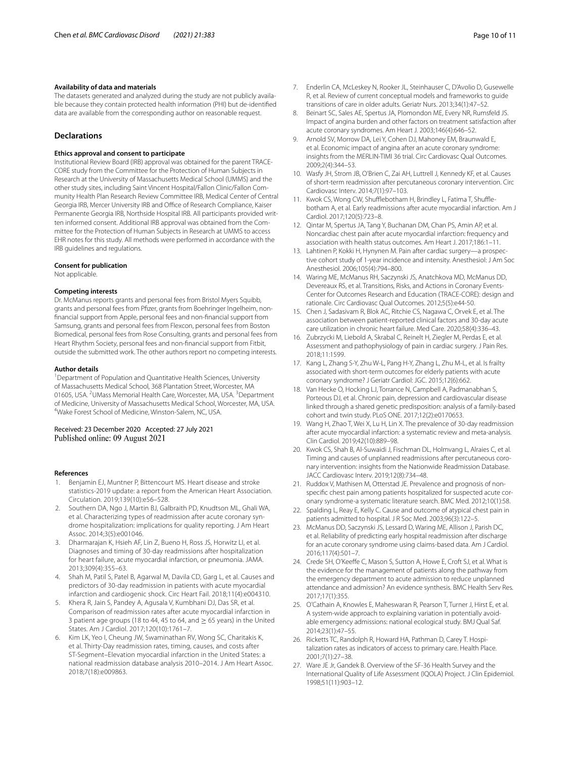#### Availability of data and materials

The datasets generated and analyzed during the study are not publicly available because they contain protected health information (PHI) but de-identified data are available from the corresponding author on reasonable request.

## Declarations

#### Ethics approval and consent to participate

Institutional Review Board (IRB) approval was obtained for the parent TRACE-CORE study from the Committee for the Protection of Human Subjects in Research at the University of Massachusetts Medical School (UMMS) and the other study sites, including Saint Vincent Hospital/Fallon Clinic/Fallon Community Health Plan Research Review Committee IRB, Medical Center of Central Georgia IRB, Mercer University IRB and Office of Research Compliance, Kaiser Permanente Georgia IRB, Northside Hospital IRB. All participants provided written informed consent. Additional IRB approval was obtained from the Committee for the Protection of Human Subjects in Research at UMMS to access EHR notes for this study. All methods were performed in accordance with the IRB guidelines and regulations.

#### Consent for publication

Not applicable.

#### Competing interests

Dr. McManus reports grants and personal fees from Bristol Myers Squibb, grants and personal fees from Pfizer, grants from Boehringer Ingelheim, non-financial support from Apple, personal fees and non-financial support from Samsung, grants and personal fees from Flexcon, personal fees from Boston Biomedical, personal fees from Rose Consulting, grants and personal fees from Heart Rhythm Society, personal fees and non-financial support from Fitbit, outside the submitted work. The other authors report no competing interests.

#### Author details

[1]Department of Population and Quantitative Health Sciences, University of Massachusetts Medical School, 368 Plantation Street, Worcester, MA 01605, USA. [2]UMass Memorial Health Care, Worcester, MA, USA. [3]Department of Medicine, University of Massachusetts Medical School, Worcester, MA, USA. [4]Wake Forest School of Medicine, Winston-Salem, NC, USA.

Received: 23 December 2020 Accepted: 27 July 2021
Published online: 09 August 2021

#### References

1. Benjamin EJ, Muntner P, Bittencourt MS. Heart disease and stroke statistics-2019 update: a report from the American Heart Association. Circulation. 2019;139(10):e56–528.
2. Southern DA, Ngo J, Martin BJ, Galbraith PD, Knudtson ML, Ghali WA, et al. Characterizing types of readmission after acute coronary syndrome hospitalization: implications for quality reporting. J Am Heart Assoc. 2014;3(5):e001046.
3. Dharmarajan K, Hsieh AF, Lin Z, Bueno H, Ross JS, Horwitz LI, et al. Diagnoses and timing of 30-day readmissions after hospitalization for heart failure, acute myocardial infarction, or pneumonia. JAMA. 2013;309(4):355–63.
4. Shah M, Patil S, Patel B, Agarwal M, Davila CD, Garg L, et al. Causes and predictors of 30-day readmission in patients with acute myocardial infarction and cardiogenic shock. Circ Heart Fail. 2018;11(4):e004310.
5. Khera R, Jain S, Pandey A, Agusala V, Kumbhani DJ, Das SR, et al. Comparison of readmission rates after acute myocardial infarction in 3 patient age groups (18 to 44, 45 to 64, and ≥ 65 years) in the United States. Am J Cardiol. 2017;120(10):1761–7.
6. Kim LK, Yeo I, Cheung JW, Swaminathan RV, Wong SC, Charitakis K, et al. Thirty-Day readmission rates, timing, causes, and costs after ST-Segment–Elevation myocardial infarction in the United States: a national readmission database analysis 2010–2014. J Am Heart Assoc. 2018;7(18):e009863.
7. Enderlin CA, McLeskey N, Rooker JL, Steinhauser C, D'Avolio D, Gusewelle R, et al. Review of current conceptual models and frameworks to guide transitions of care in older adults. Geriatr Nurs. 2013;34(1):47–52.
8. Beinart SC, Sales AE, Spertus JA, Plomondon ME, Every NR, Rumsfeld JS. Impact of angina burden and other factors on treatment satisfaction after acute coronary syndromes. Am Heart J. 2003;146(4):646–52.
9. Arnold SV, Morrow DA, Lei Y, Cohen DJ, Mahoney EM, Braunwald E, et al. Economic impact of angina after an acute coronary syndrome: insights from the MERLIN-TIMI 36 trial. Circ Cardiovasc Qual Outcomes. 2009;2(4):344–53.
10. Wasfy JH, Strom JB, O'Brien C, Zai AH, Luttrell J, Kennedy KF, et al. Causes of short-term readmission after percutaneous coronary intervention. Circ Cardiovasc Interv. 2014;7(1):97–103.
11. Kwok CS, Wong CW, Shufflebotham H, Brindley L, Fatima T, Shufflebotham A, et al. Early readmissions after acute myocardial infarction. Am J Cardiol. 2017;120(5):723–8.
12. Qintar M, Spertus JA, Tang Y, Buchanan DM, Chan PS, Amin AP, et al. Noncardiac chest pain after acute myocardial infarction: frequency and association with health status outcomes. Am Heart J. 2017;186:1–11.
13. Lahtinen P, Kokki H, Hynynen M. Pain after cardiac surgery—a prospective cohort study of 1-year incidence and intensity. Anesthesiol: J Am Soc Anesthesiol. 2006;105(4):794–800.
14. Waring ME, McManus RH, Saczynski JS, Anatchkova MD, McManus DD, Devereaux RS, et al. Transitions, Risks, and Actions in Coronary Events-Center for Outcomes Research and Education (TRACE-CORE): design and rationale. Circ Cardiovasc Qual Outcomes. 2012;5(5):e44-50.
15. Chen J, Sadasivam R, Blok AC, Ritchie CS, Nagawa C, Orvek E, et al. The association between patient-reported clinical factors and 30-day acute care utilization in chronic heart failure. Med Care. 2020;58(4):336–43.
16. Zubrzycki M, Liebold A, Skrabal C, Reinelt H, Ziegler M, Perdas E, et al. Assessment and pathophysiology of pain in cardiac surgery. J Pain Res. 2018;11:1599.
17. Kang L, Zhang S-Y, Zhu W-L, Pang H-Y, Zhang L, Zhu M-L, et al. Is frailty associated with short-term outcomes for elderly patients with acute coronary syndrome? J Geriatr Cardiol: JGC. 2015;12(6):662.
18. Van Hecke O, Hocking LJ, Torrance N, Campbell A, Padmanabhan S, Porteous DJ, et al. Chronic pain, depression and cardiovascular disease linked through a shared genetic predisposition: analysis of a family-based cohort and twin study. PLoS ONE. 2017;12(2):e0170653.
19. Wang H, Zhao T, Wei X, Lu H, Lin X. The prevalence of 30-day readmission after acute myocardial infarction: a systematic review and meta-analysis. Clin Cardiol. 2019;42(10):889–98.
20. Kwok CS, Shah B, Al-Suwaidi J, Fischman DL, Holmvang L, Alraies C, et al. Timing and causes of unplanned readmissions after percutaneous coronary intervention: insights from the Nationwide Readmission Database. JACC Cardiovasc Interv. 2019;12(8):734–48.
21. Ruddox V, Mathisen M, Otterstad JE. Prevalence and prognosis of non-specific chest pain among patients hospitalized for suspected acute coronary syndrome-a systematic literature search. BMC Med. 2012;10(1):58.
22. Spalding L, Reay E, Kelly C. Cause and outcome of atypical chest pain in patients admitted to hospital. J R Soc Med. 2003;96(3):122–5.
23. McManus DD, Saczynski JS, Lessard D, Waring ME, Allison J, Parish DC, et al. Reliability of predicting early hospital readmission after discharge for an acute coronary syndrome using claims-based data. Am J Cardiol. 2016;117(4):501–7.
24. Crede SH, O'Keeffe C, Mason S, Sutton A, Howe E, Croft SJ, et al. What is the evidence for the management of patients along the pathway from the emergency department to acute admission to reduce unplanned attendance and admission? An evidence synthesis. BMC Health Serv Res. 2017;17(1):355.
25. O'Cathain A, Knowles E, Maheswaran R, Pearson T, Turner J, Hirst E, et al. A system-wide approach to explaining variation in potentially avoidable emergency admissions: national ecological study. BMJ Qual Saf. 2014;23(1):47–55.
26. Ricketts TC, Randolph R, Howard HA, Pathman D, Carey T. Hospitalization rates as indicators of access to primary care. Health Place. 2001;7(1):27–38.
27. Ware JE Jr, Gandek B. Overview of the SF-36 Health Survey and the International Quality of Life Assessment (IQOLA) Project. J Clin Epidemiol. 1998;51(11):903–12.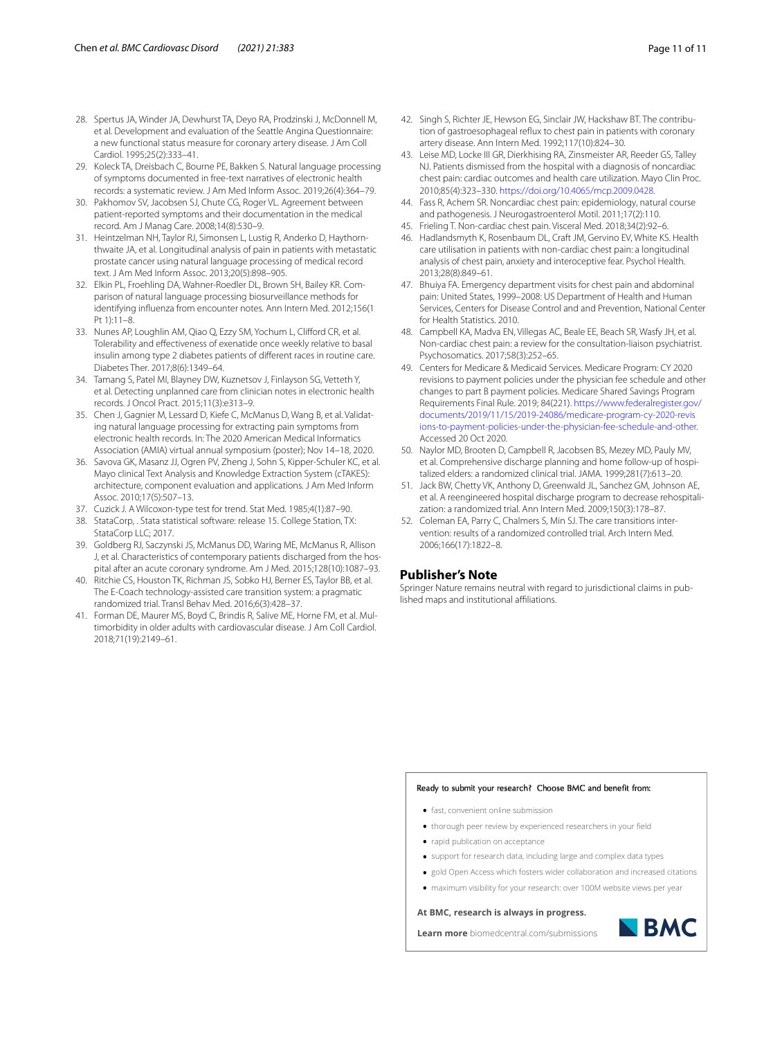28. Spertus JA, Winder JA, Dewhurst TA, Deyo RA, Prodzinski J, McDonnell M, et al. Development and evaluation of the Seattle Angina Questionnaire: a new functional status measure for coronary artery disease. J Am Coll Cardiol. 1995;25(2):333–41.
29. Koleck TA, Dreisbach C, Bourne PE, Bakken S. Natural language processing of symptoms documented in free-text narratives of electronic health records: a systematic review. J Am Med Inform Assoc. 2019;26(4):364–79.
30. Pakhomov SV, Jacobsen SJ, Chute CG, Roger VL. Agreement between patient-reported symptoms and their documentation in the medical record. Am J Manag Care. 2008;14(8):530–9.
31. Heintzelman NH, Taylor RJ, Simonsen L, Lustig R, Anderko D, Haythornthwaite JA, et al. Longitudinal analysis of pain in patients with metastatic prostate cancer using natural language processing of medical record text. J Am Med Inform Assoc. 2013;20(5):898–905.
32. Elkin PL, Froehling DA, Wahner-Roedler DL, Brown SH, Bailey KR. Comparison of natural language processing biosurveillance methods for identifying influenza from encounter notes. Ann Intern Med. 2012;156(1 Pt 1):11–8.
33. Nunes AP, Loughlin AM, Qiao Q, Ezzy SM, Yochum L, Clifford CR, et al. Tolerability and effectiveness of exenatide once weekly relative to basal insulin among type 2 diabetes patients of different races in routine care. Diabetes Ther. 2017;8(6):1349–64.
34. Tamang S, Patel MI, Blayney DW, Kuznetsov J, Finlayson SG, Vetteth Y, et al. Detecting unplanned care from clinician notes in electronic health records. J Oncol Pract. 2015;11(3):e313–9.
35. Chen J, Gagnier M, Lessard D, Kiefe C, McManus D, Wang B, et al. Validating natural language processing for extracting pain symptoms from electronic health records. In: The 2020 American Medical Informatics Association (AMIA) virtual annual symposium (poster); Nov 14–18, 2020.
36. Savova GK, Masanz JJ, Ogren PV, Zheng J, Sohn S, Kipper-Schuler KC, et al. Mayo clinical Text Analysis and Knowledge Extraction System (cTAKES): architecture, component evaluation and applications. J Am Med Inform Assoc. 2010;17(5):507–13.
37. Cuzick J. A Wilcoxon-type test for trend. Stat Med. 1985;4(1):87–90.
38. StataCorp, . Stata statistical software: release 15. College Station, TX: StataCorp LLC; 2017.
39. Goldberg RJ, Saczynski JS, McManus DD, Waring ME, McManus R, Allison J, et al. Characteristics of contemporary patients discharged from the hospital after an acute coronary syndrome. Am J Med. 2015;128(10):1087–93.
40. Ritchie CS, Houston TK, Richman JS, Sobko HJ, Berner ES, Taylor BB, et al. The E-Coach technology-assisted care transition system: a pragmatic randomized trial. Transl Behav Med. 2016;6(3):428–37.
41. Forman DE, Maurer MS, Boyd C, Brindis R, Salive ME, Horne FM, et al. Multimorbidity in older adults with cardiovascular disease. J Am Coll Cardiol. 2018;71(19):2149–61.
42. Singh S, Richter JE, Hewson EG, Sinclair JW, Hackshaw BT. The contribution of gastroesophageal reflux to chest pain in patients with coronary artery disease. Ann Intern Med. 1992;117(10):824–30.
43. Leise MD, Locke III GR, Dierkhising RA, Zinsmeister AR, Reeder GS, Talley NJ. Patients dismissed from the hospital with a diagnosis of noncardiac chest pain: cardiac outcomes and health care utilization. Mayo Clin Proc. 2010;85(4):323–330. https://doi.org/10.4065/mcp.2009.0428.
44. Fass R, Achem SR. Noncardiac chest pain: epidemiology, natural course and pathogenesis. J Neurogastroenterol Motil. 2011;17(2):110.
45. Frieling T. Non-cardiac chest pain. Visceral Med. 2018;34(2):92–6.
46. Hadlandsmyth K, Rosenbaum DL, Craft JM, Gervino EV, White KS. Health care utilisation in patients with non-cardiac chest pain: a longitudinal analysis of chest pain, anxiety and interoceptive fear. Psychol Health. 2013;28(8):849–61.
47. Bhuiya FA. Emergency department visits for chest pain and abdominal pain: United States, 1999–2008: US Department of Health and Human Services, Centers for Disease Control and and Prevention, National Center for Health Statistics. 2010.
48. Campbell KA, Madva EN, Villegas AC, Beale EE, Beach SR, Wasfy JH, et al. Non-cardiac chest pain: a review for the consultation-liaison psychiatrist. Psychosomatics. 2017;58(3):252–65.
49. Centers for Medicare & Medicaid Services. Medicare Program: CY 2020 revisions to payment policies under the physician fee schedule and other changes to part B payment policies. Medicare Shared Savings Program Requirements Final Rule. 2019; 84(221). https://www.federalregister.gov/documents/2019/11/15/2019-24086/medicare-program-cy-2020-revisions-to-payment-policies-under-the-physician-fee-schedule-and-other. Accessed 20 Oct 2020.
50. Naylor MD, Brooten D, Campbell R, Jacobsen BS, Mezey MD, Pauly MV, et al. Comprehensive discharge planning and home follow-up of hospitalized elders: a randomized clinical trial. JAMA. 1999;281(7):613–20.
51. Jack BW, Chetty VK, Anthony D, Greenwald JL, Sanchez GM, Johnson AE, et al. A reengineered hospital discharge program to decrease rehospitalization: a randomized trial. Ann Intern Med. 2009;150(3):178–87.
52. Coleman EA, Parry C, Chalmers S, Min SJ. The care transitions intervention: results of a randomized controlled trial. Arch Intern Med. 2006;166(17):1822–8.

## Publisher's Note

Springer Nature remains neutral with regard to jurisdictional claims in published maps and institutional affiliations.

Ready to submit your research? Choose BMC and benefit from:

- fast, convenient online submission
- thorough peer review by experienced researchers in your field
- rapid publication on acceptance
- support for research data, including large and complex data types
- gold Open Access which fosters wider collaboration and increased citations
- maximum visibility for your research: over 100M website views per year

**At BMC, research is always in progress.**

**Learn more** biomedcentral.com/submissions

BMC